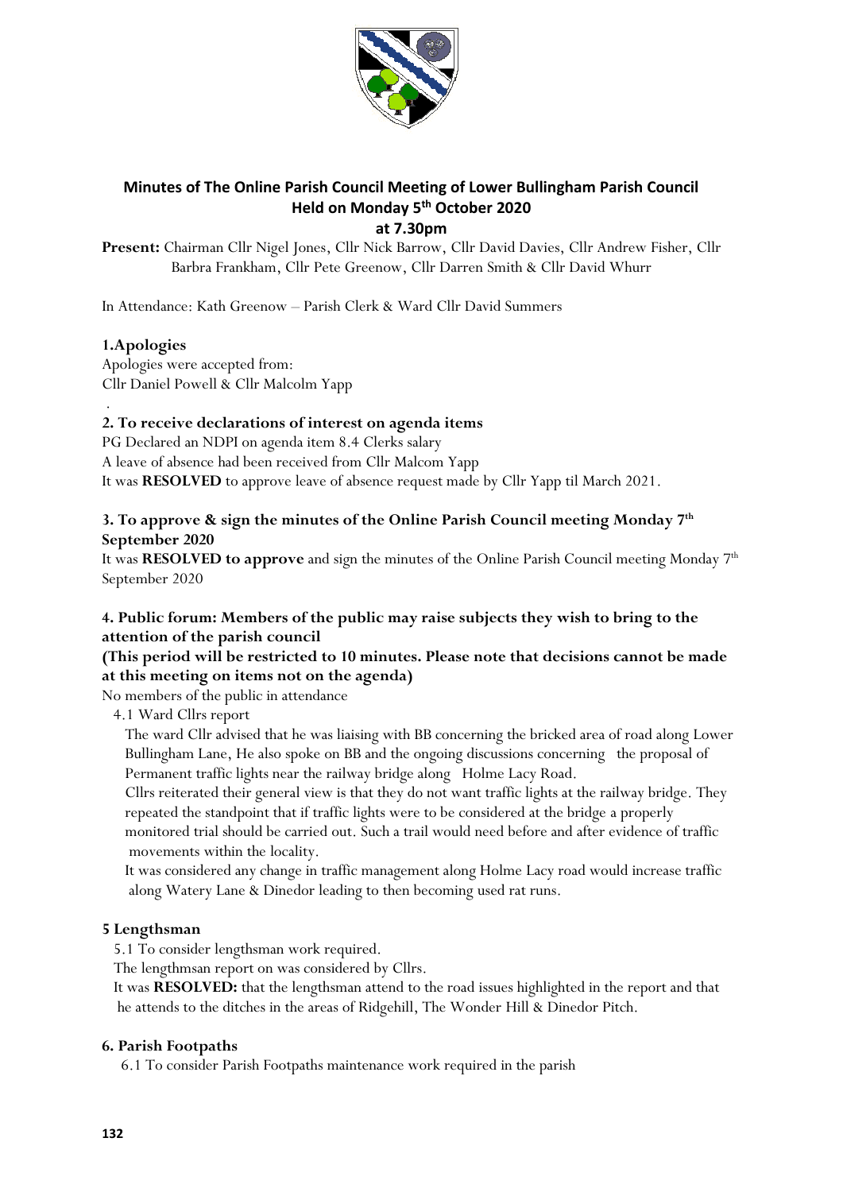# Minutes of The Online Parish Council Meeting of Lower Bullingham Parish Council Held on Monday 5th October 2020 at 7.30pm

**Present:** Chairman Cllr Nigel Jones, Cllr Nick Barrow, Cllr David Davies, Cllr Andrew Fisher, Cllr Barbra Frankham, Cllr Pete Greenow, Cllr Darren Smith & Cllr David Whurr

In Attendance: Kath Greenow – Parish Clerk & Ward Cllr David Summers

## 1.Apologies

Apologies were accepted from:
Cllr Daniel Powell & Cllr Malcolm Yapp

## 2. To receive declarations of interest on agenda items

PG Declared an NDPI on agenda item 8.4 Clerks salary
A leave of absence had been received from Cllr Malcom Yapp
It was **RESOLVED** to approve leave of absence request made by Cllr Yapp til March 2021.

## 3. To approve & sign the minutes of the Online Parish Council meeting Monday 7th September 2020

It was **RESOLVED to approve** and sign the minutes of the Online Parish Council meeting Monday 7th September 2020

## 4. Public forum: Members of the public may raise subjects they wish to bring to the attention of the parish council (This period will be restricted to 10 minutes. Please note that decisions cannot be made at this meeting on items not on the agenda)

No members of the public in attendance

4.1 Ward Cllrs report

The ward Cllr advised that he was liaising with BB concerning the bricked area of road along Lower Bullingham Lane, He also spoke on BB and the ongoing discussions concerning the proposal of Permanent traffic lights near the railway bridge along Holme Lacy Road.

Cllrs reiterated their general view is that they do not want traffic lights at the railway bridge. They repeated the standpoint that if traffic lights were to be considered at the bridge a properly monitored trial should be carried out. Such a trail would need before and after evidence of traffic movements within the locality.

It was considered any change in traffic management along Holme Lacy road would increase traffic along Watery Lane & Dinedor leading to then becoming used rat runs.

## 5 Lengthsman

5.1 To consider lengthsman work required.

The lengthmsan report on was considered by Cllrs.

It was **RESOLVED:** that the lengthsman attend to the road issues highlighted in the report and that he attends to the ditches in the areas of Ridgehill, The Wonder Hill & Dinedor Pitch.

## 6. Parish Footpaths

6.1 To consider Parish Footpaths maintenance work required in the parish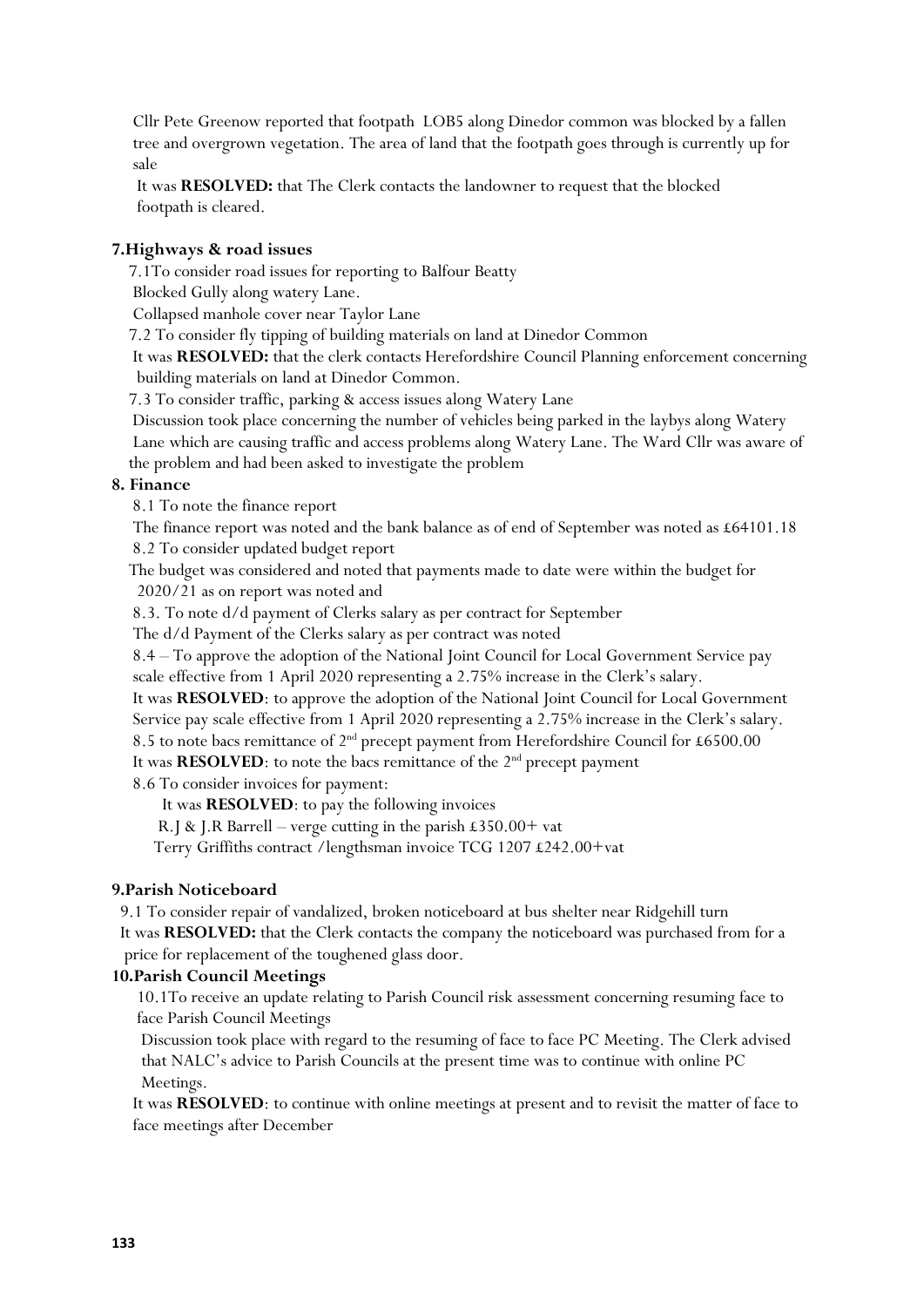Cllr Pete Greenow reported that footpath LOB5 along Dinedor common was blocked by a fallen tree and overgrown vegetation. The area of land that the footpath goes through is currently up for sale

It was **RESOLVED:** that The Clerk contacts the landowner to request that the blocked footpath is cleared.

**7.Highways & road issues**

7.1To consider road issues for reporting to Balfour Beatty

Blocked Gully along watery Lane.

Collapsed manhole cover near Taylor Lane

7.2 To consider fly tipping of building materials on land at Dinedor Common

It was **RESOLVED:** that the clerk contacts Herefordshire Council Planning enforcement concerning building materials on land at Dinedor Common.

7.3 To consider traffic, parking & access issues along Watery Lane

Discussion took place concerning the number of vehicles being parked in the laybys along Watery Lane which are causing traffic and access problems along Watery Lane. The Ward Cllr was aware of the problem and had been asked to investigate the problem

**8. Finance**

8.1 To note the finance report

The finance report was noted and the bank balance as of end of September was noted as £64101.18

8.2 To consider updated budget report

The budget was considered and noted that payments made to date were within the budget for 2020/21 as on report was noted and

8.3. To note d/d payment of Clerks salary as per contract for September

The d/d Payment of the Clerks salary as per contract was noted

8.4 – To approve the adoption of the National Joint Council for Local Government Service pay scale effective from 1 April 2020 representing a 2.75% increase in the Clerk's salary.

It was **RESOLVED**: to approve the adoption of the National Joint Council for Local Government Service pay scale effective from 1 April 2020 representing a 2.75% increase in the Clerk's salary.

8.5 to note bacs remittance of 2nd precept payment from Herefordshire Council for £6500.00

It was **RESOLVED**: to note the bacs remittance of the 2nd precept payment

8.6 To consider invoices for payment:

It was **RESOLVED**: to pay the following invoices

R.J & J.R Barrell – verge cutting in the parish £350.00+ vat

Terry Griffiths contract /lengthsman invoice TCG 1207 £242.00+vat

**9.Parish Noticeboard**

9.1 To consider repair of vandalized, broken noticeboard at bus shelter near Ridgehill turn

It was **RESOLVED:** that the Clerk contacts the company the noticeboard was purchased from for a price for replacement of the toughened glass door.

**10.Parish Council Meetings**

10.1To receive an update relating to Parish Council risk assessment concerning resuming face to face Parish Council Meetings

Discussion took place with regard to the resuming of face to face PC Meeting. The Clerk advised that NALC's advice to Parish Councils at the present time was to continue with online PC Meetings.

It was **RESOLVED**: to continue with online meetings at present and to revisit the matter of face to face meetings after December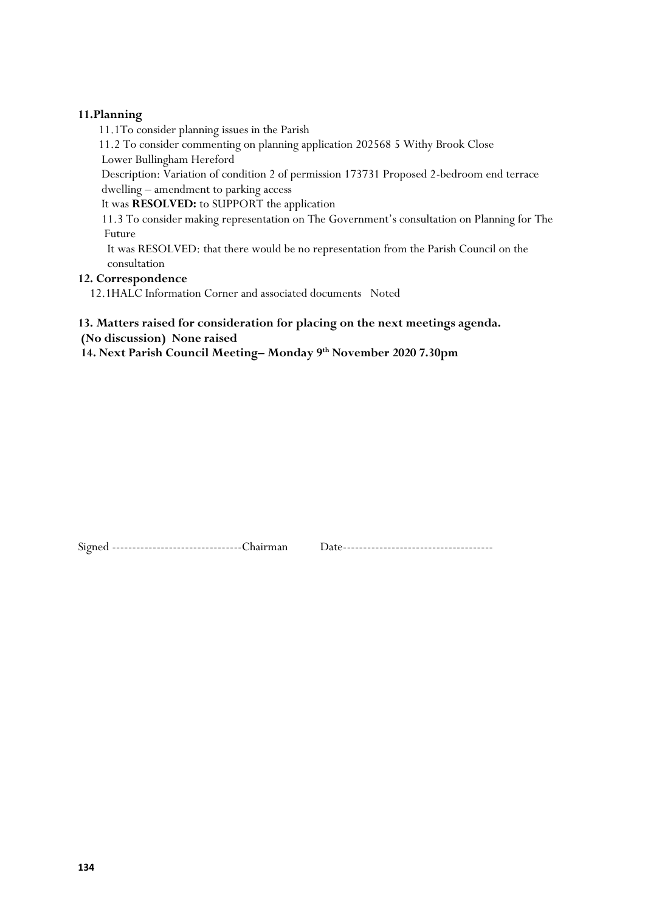**11.Planning**

11.1To consider planning issues in the Parish

11.2 To consider commenting on planning application 202568 5 Withy Brook Close Lower Bullingham Hereford

Description: Variation of condition 2 of permission 173731 Proposed 2-bedroom end terrace dwelling – amendment to parking access

It was **RESOLVED:** to SUPPORT the application

11.3 To consider making representation on The Government's consultation on Planning for The Future

It was RESOLVED: that there would be no representation from the Parish Council on the consultation

**12. Correspondence**

12.1HALC Information Corner and associated documents Noted

**13. Matters raised for consideration for placing on the next meetings agenda.**
**(No discussion) None raised**

**14. Next Parish Council Meeting– Monday 9th November 2020 7.30pm**

Signed --------------------------------Chairman Date-------------------------------------